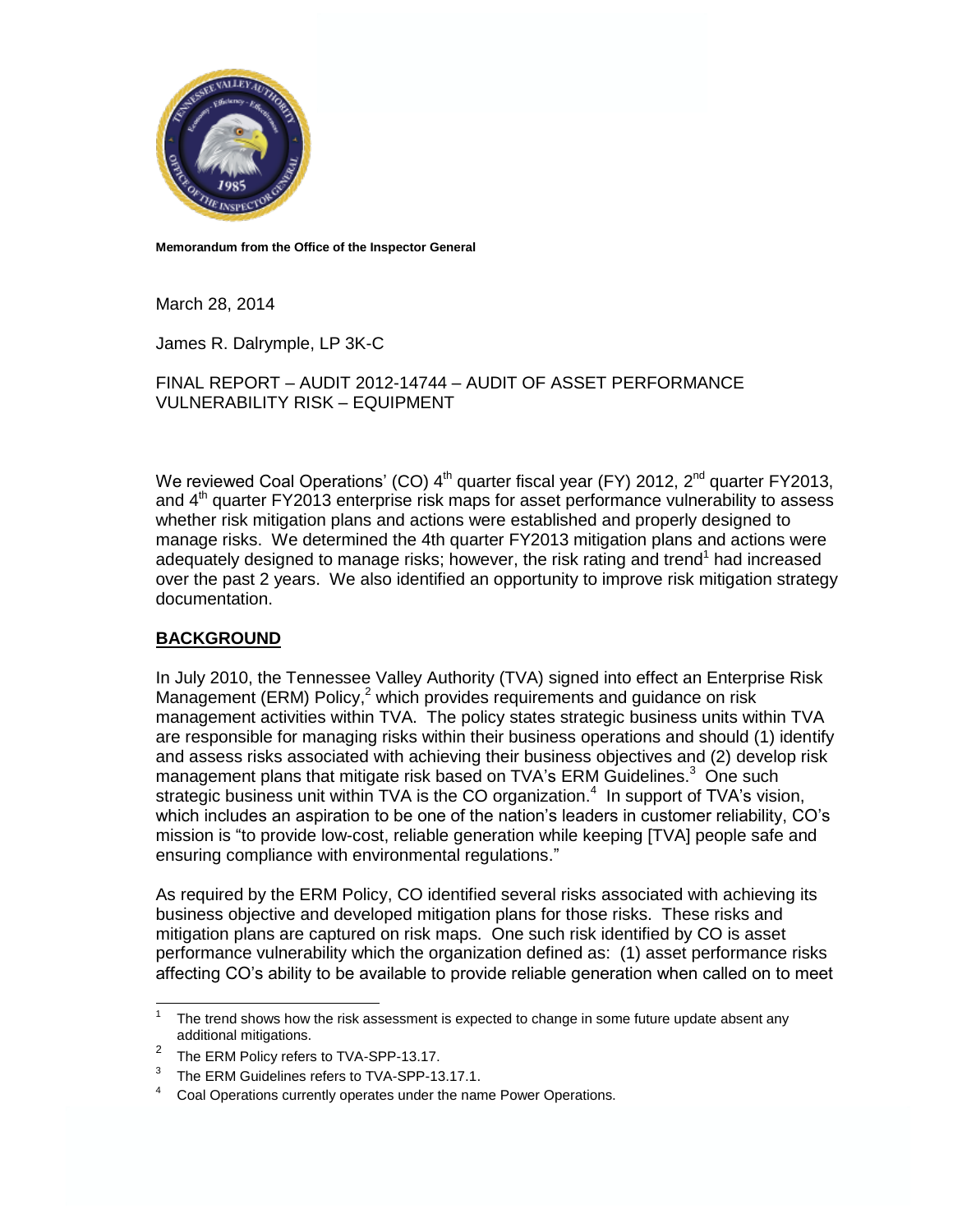**Memorandum from the Office of the Inspector General**

March 28, 2014

James R. Dalrymple, LP 3K-C

FINAL REPORT – AUDIT 2012-14744 – AUDIT OF ASSET PERFORMANCE VULNERABILITY RISK – EQUIPMENT

We reviewed Coal Operations' (CO) 4th quarter fiscal year (FY) 2012, 2nd quarter FY2013, and 4th quarter FY2013 enterprise risk maps for asset performance vulnerability to assess whether risk mitigation plans and actions were established and properly designed to manage risks. We determined the 4th quarter FY2013 mitigation plans and actions were adequately designed to manage risks; however, the risk rating and trend[1] had increased over the past 2 years. We also identified an opportunity to improve risk mitigation strategy documentation.

## BACKGROUND

In July 2010, the Tennessee Valley Authority (TVA) signed into effect an Enterprise Risk Management (ERM) Policy,[2] which provides requirements and guidance on risk management activities within TVA. The policy states strategic business units within TVA are responsible for managing risks within their business operations and should (1) identify and assess risks associated with achieving their business objectives and (2) develop risk management plans that mitigate risk based on TVA's ERM Guidelines.[3] One such strategic business unit within TVA is the CO organization.[4] In support of TVA's vision, which includes an aspiration to be one of the nation's leaders in customer reliability, CO's mission is "to provide low-cost, reliable generation while keeping [TVA] people safe and ensuring compliance with environmental regulations."

As required by the ERM Policy, CO identified several risks associated with achieving its business objective and developed mitigation plans for those risks. These risks and mitigation plans are captured on risk maps. One such risk identified by CO is asset performance vulnerability which the organization defined as: (1) asset performance risks affecting CO's ability to be available to provide reliable generation when called on to meet

---

[1] The trend shows how the risk assessment is expected to change in some future update absent any additional mitigations.

[2] The ERM Policy refers to TVA-SPP-13.17.

[3] The ERM Guidelines refers to TVA-SPP-13.17.1.

[4] Coal Operations currently operates under the name Power Operations.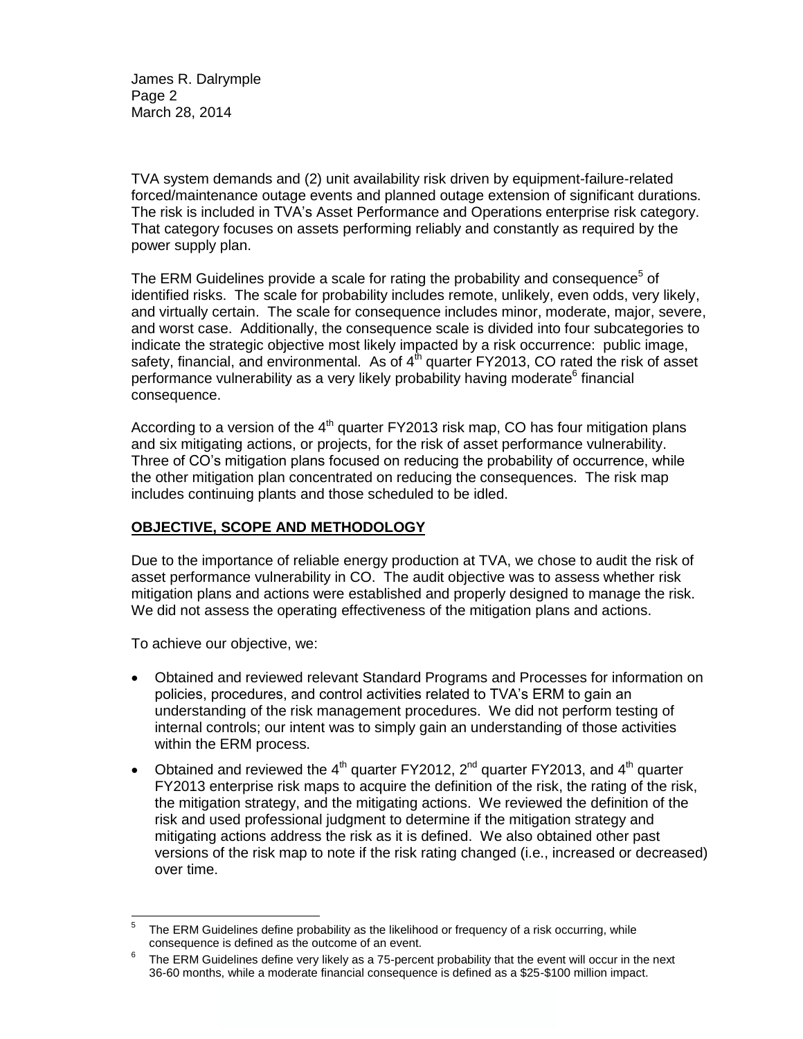TVA system demands and (2) unit availability risk driven by equipment-failure-related forced/maintenance outage events and planned outage extension of significant durations. The risk is included in TVA's Asset Performance and Operations enterprise risk category. That category focuses on assets performing reliably and constantly as required by the power supply plan.

The ERM Guidelines provide a scale for rating the probability and consequence[5] of identified risks. The scale for probability includes remote, unlikely, even odds, very likely, and virtually certain. The scale for consequence includes minor, moderate, major, severe, and worst case. Additionally, the consequence scale is divided into four subcategories to indicate the strategic objective most likely impacted by a risk occurrence: public image, safety, financial, and environmental. As of 4th quarter FY2013, CO rated the risk of asset performance vulnerability as a very likely probability having moderate[6] financial consequence.

According to a version of the 4th quarter FY2013 risk map, CO has four mitigation plans and six mitigating actions, or projects, for the risk of asset performance vulnerability. Three of CO's mitigation plans focused on reducing the probability of occurrence, while the other mitigation plan concentrated on reducing the consequences. The risk map includes continuing plants and those scheduled to be idled.

## OBJECTIVE, SCOPE AND METHODOLOGY

Due to the importance of reliable energy production at TVA, we chose to audit the risk of asset performance vulnerability in CO. The audit objective was to assess whether risk mitigation plans and actions were established and properly designed to manage the risk. We did not assess the operating effectiveness of the mitigation plans and actions.

To achieve our objective, we:

- Obtained and reviewed relevant Standard Programs and Processes for information on policies, procedures, and control activities related to TVA's ERM to gain an understanding of the risk management procedures. We did not perform testing of internal controls; our intent was to simply gain an understanding of those activities within the ERM process.
- Obtained and reviewed the 4th quarter FY2012, 2nd quarter FY2013, and 4th quarter FY2013 enterprise risk maps to acquire the definition of the risk, the rating of the risk, the mitigation strategy, and the mitigating actions. We reviewed the definition of the risk and used professional judgment to determine if the mitigation strategy and mitigating actions address the risk as it is defined. We also obtained other past versions of the risk map to note if the risk rating changed (i.e., increased or decreased) over time.

---

[5] The ERM Guidelines define probability as the likelihood or frequency of a risk occurring, while consequence is defined as the outcome of an event.

[6] The ERM Guidelines define very likely as a 75-percent probability that the event will occur in the next 36-60 months, while a moderate financial consequence is defined as a $25-$100 million impact.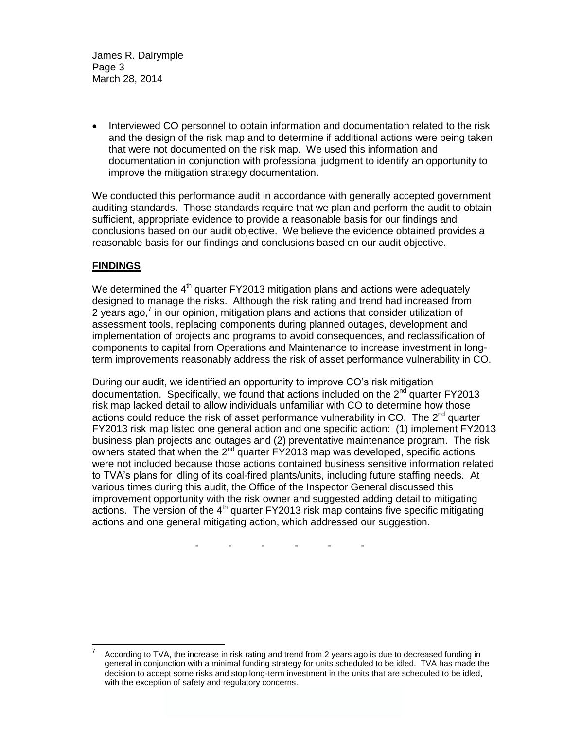- Interviewed CO personnel to obtain information and documentation related to the risk and the design of the risk map and to determine if additional actions were being taken that were not documented on the risk map. We used this information and documentation in conjunction with professional judgment to identify an opportunity to improve the mitigation strategy documentation.

We conducted this performance audit in accordance with generally accepted government auditing standards. Those standards require that we plan and perform the audit to obtain sufficient, appropriate evidence to provide a reasonable basis for our findings and conclusions based on our audit objective. We believe the evidence obtained provides a reasonable basis for our findings and conclusions based on our audit objective.

## FINDINGS

We determined the 4th quarter FY2013 mitigation plans and actions were adequately designed to manage the risks. Although the risk rating and trend had increased from 2 years ago,[7] in our opinion, mitigation plans and actions that consider utilization of assessment tools, replacing components during planned outages, development and implementation of projects and programs to avoid consequences, and reclassification of components to capital from Operations and Maintenance to increase investment in long-term improvements reasonably address the risk of asset performance vulnerability in CO.

During our audit, we identified an opportunity to improve CO's risk mitigation documentation. Specifically, we found that actions included on the 2nd quarter FY2013 risk map lacked detail to allow individuals unfamiliar with CO to determine how those actions could reduce the risk of asset performance vulnerability in CO. The 2nd quarter FY2013 risk map listed one general action and one specific action: (1) implement FY2013 business plan projects and outages and (2) preventative maintenance program. The risk owners stated that when the 2nd quarter FY2013 map was developed, specific actions were not included because those actions contained business sensitive information related to TVA's plans for idling of its coal-fired plants/units, including future staffing needs. At various times during this audit, the Office of the Inspector General discussed this improvement opportunity with the risk owner and suggested adding detail to mitigating actions. The version of the 4th quarter FY2013 risk map contains five specific mitigating actions and one general mitigating action, which addressed our suggestion.

\- - - - - -

[7] According to TVA, the increase in risk rating and trend from 2 years ago is due to decreased funding in general in conjunction with a minimal funding strategy for units scheduled to be idled. TVA has made the decision to accept some risks and stop long-term investment in the units that are scheduled to be idled, with the exception of safety and regulatory concerns.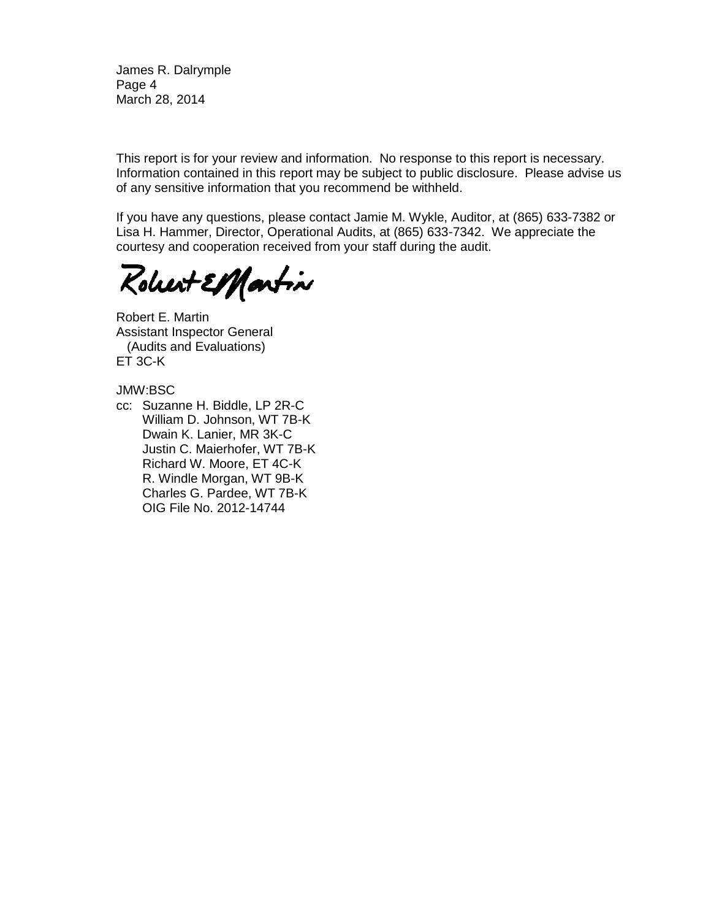James R. Dalrymple
Page 4
March 28, 2014

This report is for your review and information. No response to this report is necessary. Information contained in this report may be subject to public disclosure. Please advise us of any sensitive information that you recommend be withheld.

If you have any questions, please contact Jamie M. Wykle, Auditor, at (865) 633-7382 or Lisa H. Hammer, Director, Operational Audits, at (865) 633-7342. We appreciate the courtesy and cooperation received from your staff during the audit.

Robert E. Martin

Robert E. Martin
Assistant Inspector General
(Audits and Evaluations)
ET 3C-K

JMW:BSC

cc: Suzanne H. Biddle, LP 2R-C
William D. Johnson, WT 7B-K
Dwain K. Lanier, MR 3K-C
Justin C. Maierhofer, WT 7B-K
Richard W. Moore, ET 4C-K
R. Windle Morgan, WT 9B-K
Charles G. Pardee, WT 7B-K
OIG File No. 2012-14744